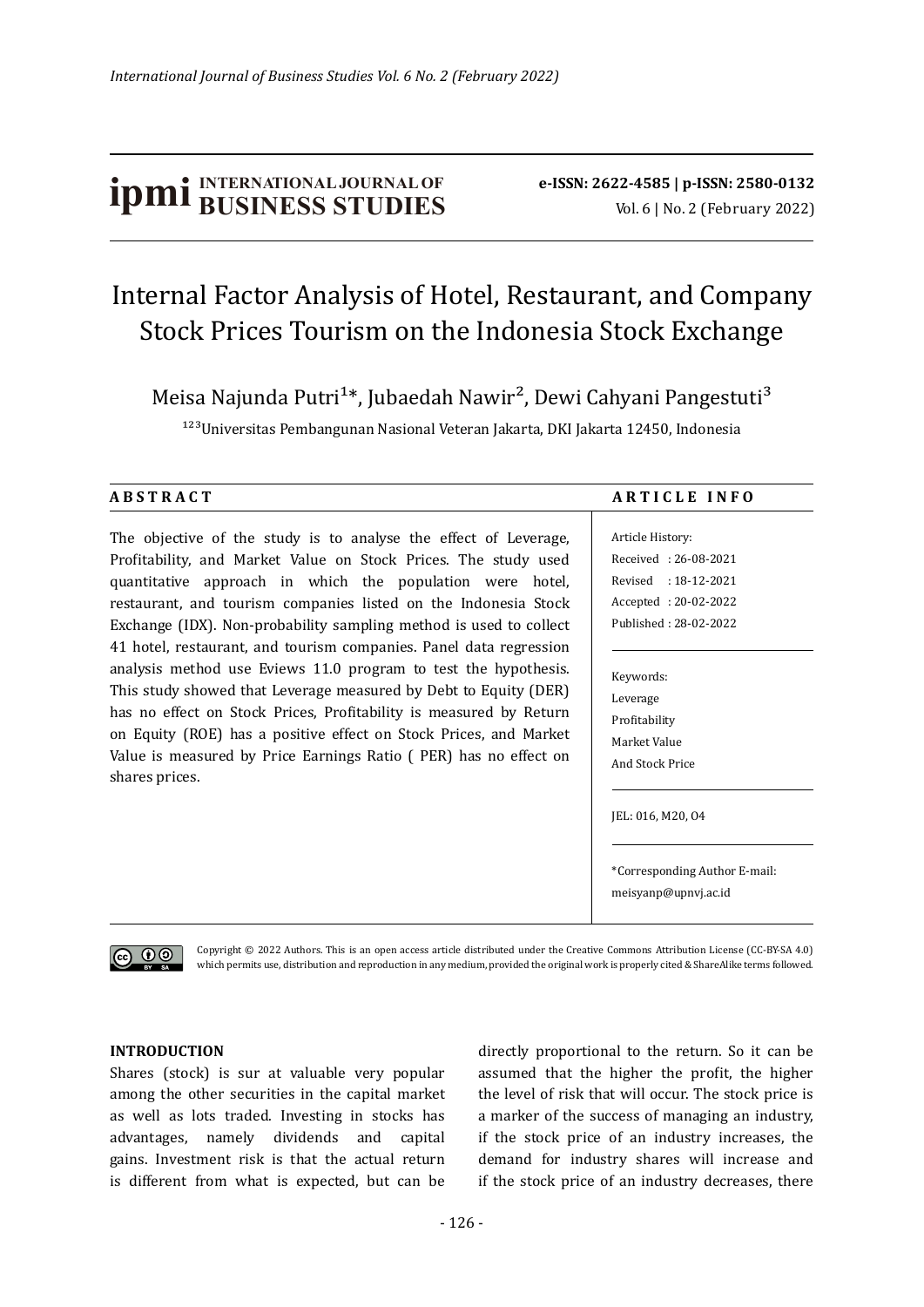**ipmi** INTERNATIONAL JOURNAL OF BUSINESS STUDIES

e-ISSN: 2622-4585 | p-ISSN: 2580-0132

# Internal Factor Analysis of Hotel, Restaurant, and Company Stock Prices Tourism on the Indonesia Stock Exchange

Meisa Najunda Putri[1]*, Jubaedah Nawir[2], Dewi Cahyani Pangestuti[3]

[123]Universitas Pembangunan Nasional Veteran Jakarta, DKI Jakarta 12450, Indonesia

## ABSTRACT

The objective of the study is to analyse the effect of Leverage, Profitability, and Market Value on Stock Prices. The study used quantitative approach in which the population were hotel, restaurant, and tourism companies listed on the Indonesia Stock Exchange (IDX). Non-probability sampling method is used to collect 41 hotel, restaurant, and tourism companies. Panel data regression analysis method use Eviews 11.0 program to test the hypothesis. This study showed that Leverage measured by Debt to Equity (DER) has no effect on Stock Prices, Profitability is measured by Return on Equity (ROE) has a positive effect on Stock Prices, and Market Value is measured by Price Earnings Ratio ( PER) has no effect on shares prices.

## ARTICLE INFO

Article History:
Received : 26-08-2021
Revised : 18-12-2021
Accepted : 20-02-2022
Published : 28-02-2022

Keywords:
Leverage
Profitability
Market Value
And Stock Price

JEL: 016, M20, O4

*Corresponding Author E-mail: meisyanp@upnvj.ac.id

Copyright © 2022 Authors. This is an open access article distributed under the Creative Commons Attribution License (CC-BY-SA 4.0) which permits use, distribution and reproduction in any medium, provided the original work is properly cited & ShareAlike terms followed.

## INTRODUCTION

Shares (stock) is sur at valuable very popular among the other securities in the capital market as well as lots traded. Investing in stocks has advantages, namely dividends and capital gains. Investment risk is that the actual return is different from what is expected, but can be directly proportional to the return. So it can be assumed that the higher the profit, the higher the level of risk that will occur. The stock price is a marker of the success of managing an industry, if the stock price of an industry increases, the demand for industry shares will increase and if the stock price of an industry decreases, there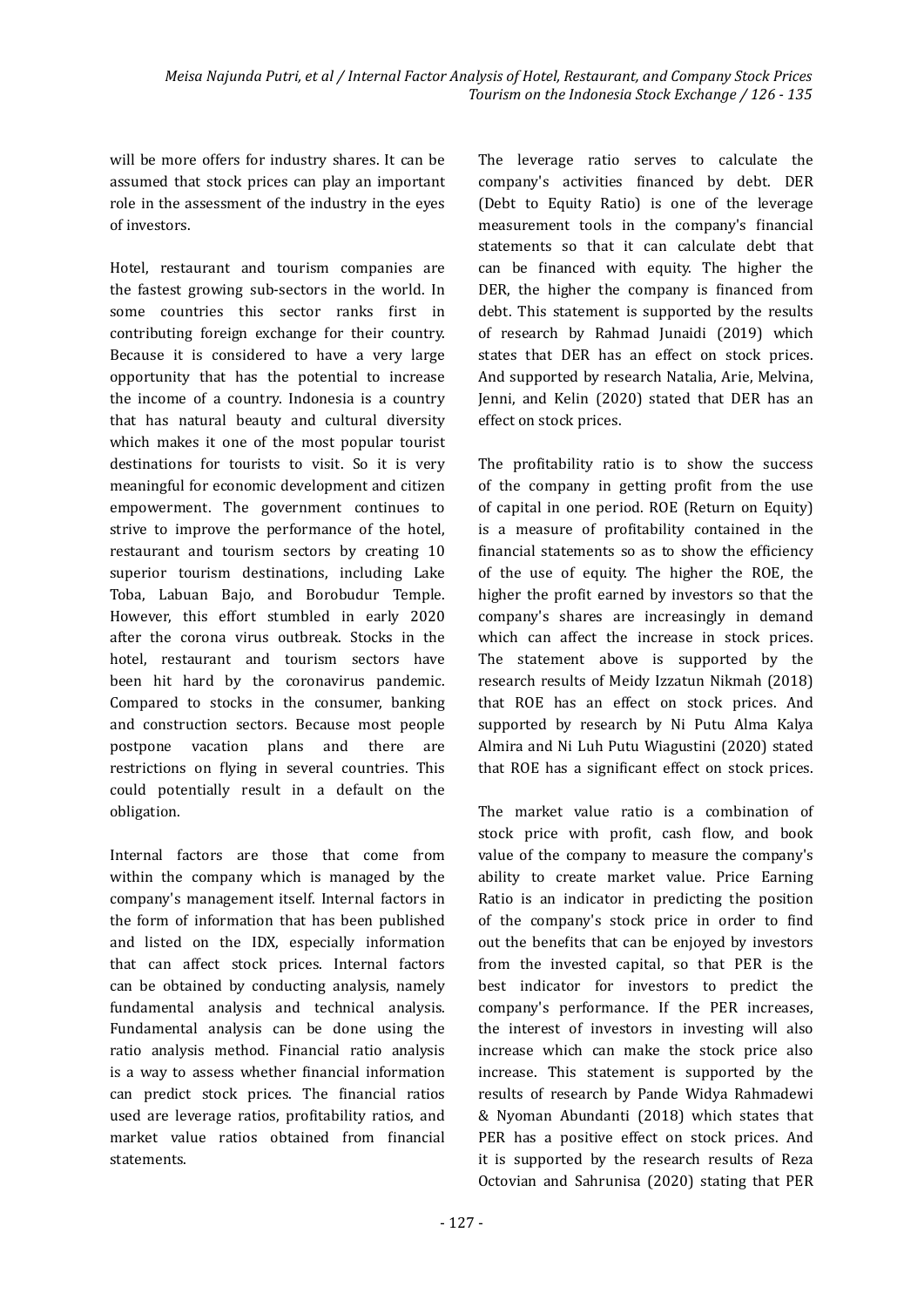will be more offers for industry shares. It can be assumed that stock prices can play an important role in the assessment of the industry in the eyes of investors.

Hotel, restaurant and tourism companies are the fastest growing sub-sectors in the world. In some countries this sector ranks first in contributing foreign exchange for their country. Because it is considered to have a very large opportunity that has the potential to increase the income of a country. Indonesia is a country that has natural beauty and cultural diversity which makes it one of the most popular tourist destinations for tourists to visit. So it is very meaningful for economic development and citizen empowerment. The government continues to strive to improve the performance of the hotel, restaurant and tourism sectors by creating 10 superior tourism destinations, including Lake Toba, Labuan Bajo, and Borobudur Temple. However, this effort stumbled in early 2020 after the corona virus outbreak. Stocks in the hotel, restaurant and tourism sectors have been hit hard by the coronavirus pandemic. Compared to stocks in the consumer, banking and construction sectors. Because most people postpone vacation plans and there are restrictions on flying in several countries. This could potentially result in a default on the obligation.

Internal factors are those that come from within the company which is managed by the company's management itself. Internal factors in the form of information that has been published and listed on the IDX, especially information that can affect stock prices. Internal factors can be obtained by conducting analysis, namely fundamental analysis and technical analysis. Fundamental analysis can be done using the ratio analysis method. Financial ratio analysis is a way to assess whether financial information can predict stock prices. The financial ratios used are leverage ratios, profitability ratios, and market value ratios obtained from financial statements.

The leverage ratio serves to calculate the company's activities financed by debt. DER (Debt to Equity Ratio) is one of the leverage measurement tools in the company's financial statements so that it can calculate debt that can be financed with equity. The higher the DER, the higher the company is financed from debt. This statement is supported by the results of research by Rahmad Junaidi (2019) which states that DER has an effect on stock prices. And supported by research Natalia, Arie, Melvina, Jenni, and Kelin (2020) stated that DER has an effect on stock prices.

The profitability ratio is to show the success of the company in getting profit from the use of capital in one period. ROE (Return on Equity) is a measure of profitability contained in the financial statements so as to show the efficiency of the use of equity. The higher the ROE, the higher the profit earned by investors so that the company's shares are increasingly in demand which can affect the increase in stock prices. The statement above is supported by the research results of Meidy Izzatun Nikmah (2018) that ROE has an effect on stock prices. And supported by research by Ni Putu Alma Kalya Almira and Ni Luh Putu Wiagustini (2020) stated that ROE has a significant effect on stock prices.

The market value ratio is a combination of stock price with profit, cash flow, and book value of the company to measure the company's ability to create market value. Price Earning Ratio is an indicator in predicting the position of the company's stock price in order to find out the benefits that can be enjoyed by investors from the invested capital, so that PER is the best indicator for investors to predict the company's performance. If the PER increases, the interest of investors in investing will also increase which can make the stock price also increase. This statement is supported by the results of research by Pande Widya Rahmadewi & Nyoman Abundanti (2018) which states that PER has a positive effect on stock prices. And it is supported by the research results of Reza Octovian and Sahrunisa (2020) stating that PER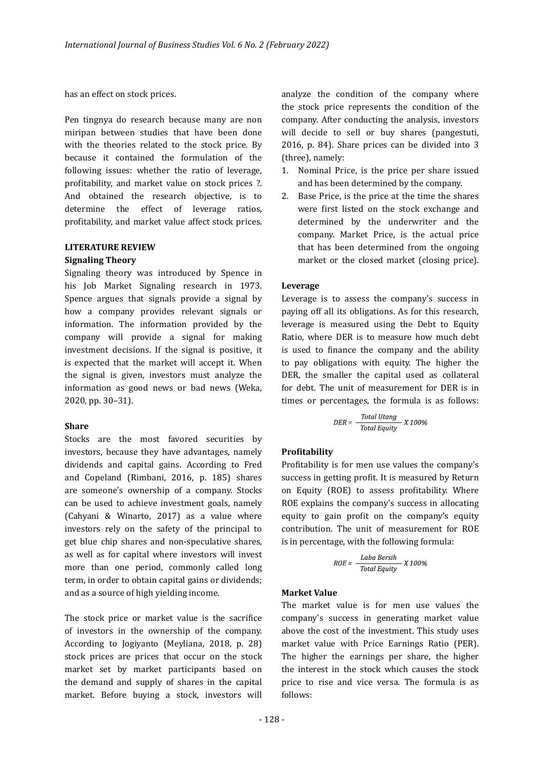has an effect on stock prices.

Pen tingnya do research because many are non miripan between studies that have been done with the theories related to the stock price. By because it contained the formulation of the following issues: whether the ratio of leverage, profitability, and market value on stock prices ?. And obtained the research objective, is to determine the effect of leverage ratios, profitability, and market value affect stock prices.

## LITERATURE REVIEW

### Signaling Theory

Signaling theory was introduced by Spence in his Job Market Signaling research in 1973. Spence argues that signals provide a signal by how a company provides relevant signals or information. The information provided by the company will provide a signal for making investment decisions. If the signal is positive, it is expected that the market will accept it. When the signal is given, investors must analyze the information as good news or bad news (Weka, 2020, pp. 30–31).

### Share

Stocks are the most favored securities by investors, because they have advantages, namely dividends and capital gains. According to Fred and Copeland (Rimbani, 2016, p. 185) shares are someone's ownership of a company. Stocks can be used to achieve investment goals, namely (Cahyani & Winarto, 2017) as a value where investors rely on the safety of the principal to get blue chip shares and non-speculative shares, as well as for capital where investors will invest more than one period, commonly called long term, in order to obtain capital gains or dividends; and as a source of high yielding income.

The stock price or market value is the sacrifice of investors in the ownership of the company. According to Jogiyanto (Meyliana, 2018, p. 28) stock prices are prices that occur on the stock market set by market participants based on the demand and supply of shares in the capital market. Before buying a stock, investors will analyze the condition of the company where the stock price represents the condition of the company. After conducting the analysis, investors will decide to sell or buy shares (pangestuti, 2016, p. 84). Share prices can be divided into 3 (three), namely:

1. Nominal Price, is the price per share issued and has been determined by the company.
2. Base Price, is the price at the time the shares were first listed on the stock exchange and determined by the underwriter and the company. Market Price, is the actual price that has been determined from the ongoing market or the closed market (closing price).

### Leverage

Leverage is to assess the company's success in paying off all its obligations. As for this research, leverage is measured using the Debt to Equity Ratio, where DER is to measure how much debt is used to finance the company and the ability to pay obligations with equity. The higher the DER, the smaller the capital used as collateral for debt. The unit of measurement for DER is in times or percentages, the formula is as follows:

$$DER = \frac{Total\ Utang}{Total\ Equity} \times 100\%$$

### Profitability

Profitability is for men use values the company's success in getting profit. It is measured by Return on Equity (ROE) to assess profitability. Where ROE explains the company's success in allocating equity to gain profit on the company's equity contribution. The unit of measurement for ROE is in percentage, with the following formula:

$$ROE = \frac{Laba\ Bersih}{Total\ Equity} \times 100\%$$

### Market Value

The market value is for men use values the company's success in generating market value above the cost of the investment. This study uses market value with Price Earnings Ratio (PER). The higher the earnings per share, the higher the interest in the stock which causes the stock price to rise and vice versa. The formula is as follows: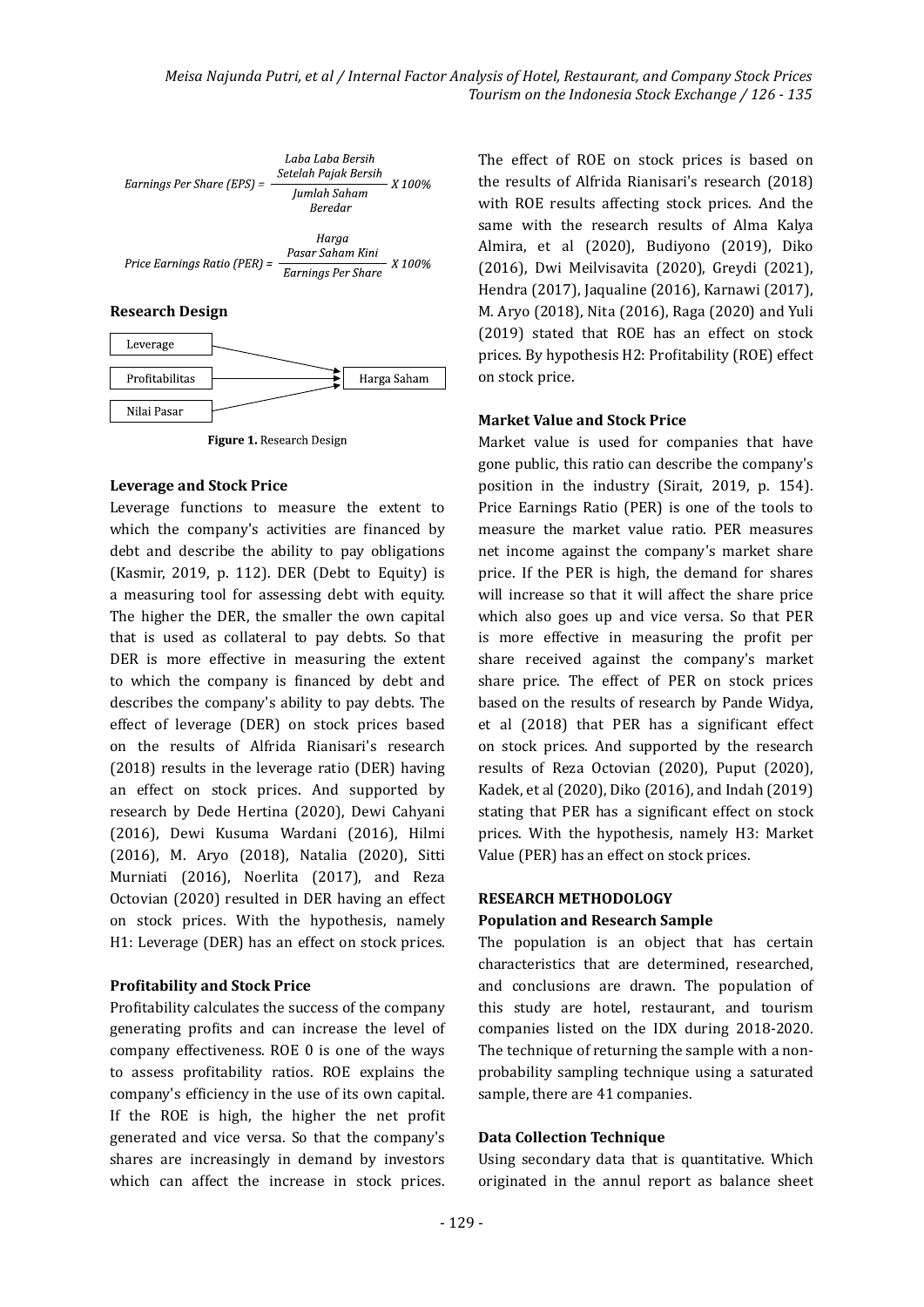$$\text{Earnings Per Share (EPS)} = \frac{\text{Laba Laba Bersih Setelah Pajak Bersih}}{\text{Jumlah Saham Beredar}} \times 100\%$$

$$\text{Price Earnings Ratio (PER)} = \frac{\text{Harga Pasar Saham Kini}}{\text{Earnings Per Share}} \times 100\%$$

**Research Design**

Leverage → Harga Saham
Profitabilitas → Harga Saham
Nilai Pasar → Harga Saham

**Figure 1.** Research Design

**Leverage and Stock Price**

Leverage functions to measure the extent to which the company's activities are financed by debt and describe the ability to pay obligations (Kasmir, 2019, p. 112). DER (Debt to Equity) is a measuring tool for assessing debt with equity. The higher the DER, the smaller the own capital that is used as collateral to pay debts. So that DER is more effective in measuring the extent to which the company is financed by debt and describes the company's ability to pay debts. The effect of leverage (DER) on stock prices based on the results of Alfrida Rianisari's research (2018) results in the leverage ratio (DER) having an effect on stock prices. And supported by research by Dede Hertina (2020), Dewi Cahyani (2016), Dewi Kusuma Wardani (2016), Hilmi (2016), M. Aryo (2018), Natalia (2020), Sitti Murniati (2016), Noerlita (2017), and Reza Octovian (2020) resulted in DER having an effect on stock prices. With the hypothesis, namely H1: Leverage (DER) has an effect on stock prices.

**Profitability and Stock Price**

Profitability calculates the success of the company generating profits and can increase the level of company effectiveness. ROE 0 is one of the ways to assess profitability ratios. ROE explains the company's efficiency in the use of its own capital. If the ROE is high, the higher the net profit generated and vice versa. So that the company's shares are increasingly in demand by investors which can affect the increase in stock prices. The effect of ROE on stock prices is based on the results of Alfrida Rianisari's research (2018) with ROE results affecting stock prices. And the same with the research results of Alma Kalya Almira, et al (2020), Budiyono (2019), Diko (2016), Dwi Meilvisavita (2020), Greydi (2021), Hendra (2017), Jaqualine (2016), Karnawi (2017), M. Aryo (2018), Nita (2016), Raga (2020) and Yuli (2019) stated that ROE has an effect on stock prices. By hypothesis H2: Profitability (ROE) effect on stock price.

**Market Value and Stock Price**

Market value is used for companies that have gone public, this ratio can describe the company's position in the industry (Sirait, 2019, p. 154). Price Earnings Ratio (PER) is one of the tools to measure the market value ratio. PER measures net income against the company's market share price. If the PER is high, the demand for shares will increase so that it will affect the share price which also goes up and vice versa. So that PER is more effective in measuring the profit per share received against the company's market share price. The effect of PER on stock prices based on the results of research by Pande Widya, et al (2018) that PER has a significant effect on stock prices. And supported by the research results of Reza Octovian (2020), Puput (2020), Kadek, et al (2020), Diko (2016), and Indah (2019) stating that PER has a significant effect on stock prices. With the hypothesis, namely H3: Market Value (PER) has an effect on stock prices.

## RESEARCH METHODOLOGY

### Population and Research Sample

The population is an object that has certain characteristics that are determined, researched, and conclusions are drawn. The population of this study are hotel, restaurant, and tourism companies listed on the IDX during 2018-2020. The technique of returning the sample with a non-probability sampling technique using a saturated sample, there are 41 companies.

### Data Collection Technique

Using secondary data that is quantitative. Which originated in the annul report as balance sheet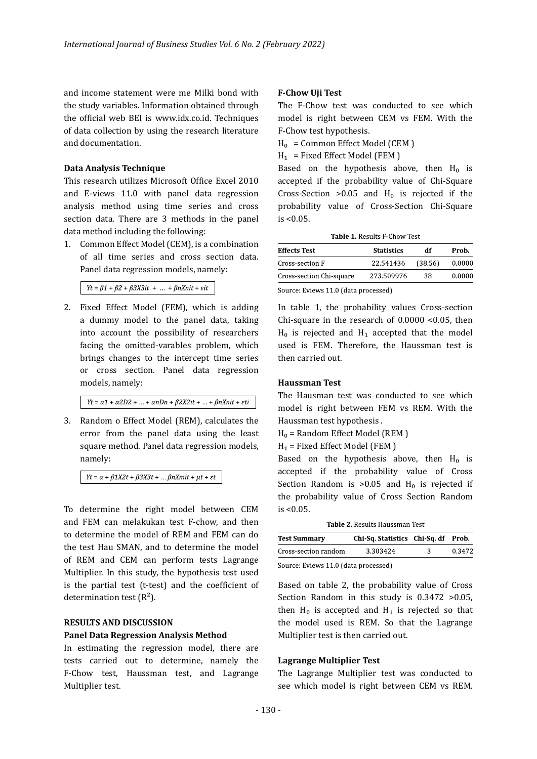and income statement were me Milki bond with the study variables. Information obtained through the official web BEI is www.idx.co.id. Techniques of data collection by using the research literature and documentation.

### Data Analysis Technique

This research utilizes Microsoft Office Excel 2010 and E-views 11.0 with panel data regression analysis method using time series and cross section data. There are 3 methods in the panel data method including the following:

1. Common Effect Model (CEM), is a combination of all time series and cross section data. Panel data regression models, namely:

   $$Yt = \beta 1 + \beta 2 + \beta 3X3it + \ldots + \beta nXnit + \varepsilon it$$

2. Fixed Effect Model (FEM), which is adding a dummy model to the panel data, taking into account the possibility of researchers facing the omitted-varables problem, which brings changes to the intercept time series or cross section. Panel data regression models, namely:

   $$Yt = \alpha 1 + \alpha 2D2 + \ldots + \alpha nDn + \beta 2X2it + \ldots + \beta nXnit + \varepsilon ti$$

3. Random o Effect Model (REM), calculates the error from the panel data using the least square method. Panel data regression models, namely:

   $$Yt = \alpha + \beta 1X2t + \beta 3X3t + \ldots \beta nXmit + \mu t + \varepsilon t$$

To determine the right model between CEM and FEM can melakukan test F-chow, and then to determine the model of REM and FEM can do the test Hau SMAN, and to determine the model of REM and CEM can perform tests Lagrange Multiplier. In this study, the hypothesis test used is the partial test (t-test) and the coefficient of determination test ($R^2$).

## RESULTS AND DISCUSSION

### Panel Data Regression Analysis Method

In estimating the regression model, there are tests carried out to determine, namely the F-Chow test, Haussman test, and Lagrange Multiplier test.

### F-Chow Uji Test

The F-Chow test was conducted to see which model is right between CEM vs FEM. With the F-Chow test hypothesis.

$H_0$ = Common Effect Model (CEM )

$H_1$ = Fixed Effect Model (FEM )

Based on the hypothesis above, then $H_0$ is accepted if the probability value of Chi-Square Cross-Section >0.05 and $H_0$ is rejected if the probability value of Cross-Section Chi-Square is <0.05.

**Table 1.** Results F-Chow Test

| Effects Test | Statistics | df | Prob. |
|---|---|---|---|
| Cross-section F | 22.541436 | (38.56) | 0.0000 |
| Cross-section Chi-square | 273.509976 | 38 | 0.0000 |

Source: Eviews 11.0 (data processed)

In table 1, the probability values Cross-section Chi-square in the research of 0.0000 <0.05, then $H_0$ is rejected and $H_1$ accepted that the model used is FEM. Therefore, the Haussman test is then carried out.

### Haussman Test

The Hausman test was conducted to see which model is right between FEM vs REM. With the Haussman test hypothesis .

$H_0$ = Random Effect Model (REM )

$H_1$ = Fixed Effect Model (FEM )

Based on the hypothesis above, then $H_0$ is accepted if the probability value of Cross Section Random is >0.05 and $H_0$ is rejected if the probability value of Cross Section Random is <0.05.

**Table 2.** Results Haussman Test

| Test Summary | Chi-Sq. Statistics | Chi-Sq. df | Prob. |
|---|---|---|---|
| Cross-section random | 3.303424 | 3 | 0.3472 |

Source: Eviews 11.0 (data processed)

Based on table 2, the probability value of Cross Section Random in this study is 0.3472 >0.05, then $H_0$ is accepted and $H_1$ is rejected so that the model used is REM. So that the Lagrange Multiplier test is then carried out.

### Lagrange Multiplier Test

The Lagrange Multiplier test was conducted to see which model is right between CEM vs REM.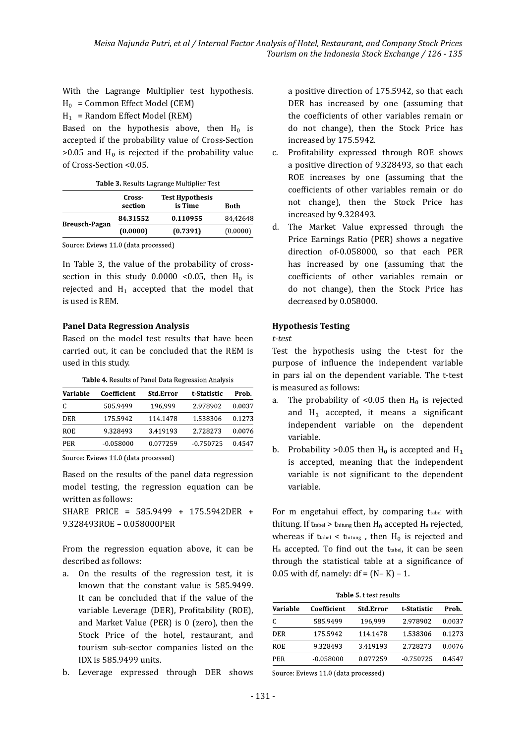With the Lagrange Multiplier test hypothesis.

$H_0$ = Common Effect Model (CEM)

$H_1$ = Random Effect Model (REM)

Based on the hypothesis above, then $H_0$ is accepted if the probability value of Cross-Section >0.05 and $H_0$ is rejected if the probability value of Cross-Section <0.05.

**Table 3.** Results Lagrange Multiplier Test

| | Cross-section | Test Hypothesis is Time | Both |
|---|---|---|---|
| Breusch-Pagan | **84.31552** | **0.110955** | 84,42648 |
| | **(0.0000)** | **(0.7391)** | (0.0000) |

Source: Eviews 11.0 (data processed)

In Table 3, the value of the probability of cross-section in this study 0.0000 <0.05, then $H_0$ is rejected and $H_1$ accepted that the model that is used is REM.

### Panel Data Regression Analysis

Based on the model test results that have been carried out, it can be concluded that the REM is used in this study.

**Table 4.** Results of Panel Data Regression Analysis

| Variable | Coefficient | Std.Error | t-Statistic | Prob. |
|---|---|---|---|---|
| C | 585.9499 | 196,999 | 2.978902 | 0.0037 |
| DER | 175.5942 | 114.1478 | 1.538306 | 0.1273 |
| ROE | 9.328493 | 3.419193 | 2.728273 | 0.0076 |
| PER | -0.058000 | 0.077259 | -0.750725 | 0.4547 |

Source: Eviews 11.0 (data processed)

Based on the results of the panel data regression model testing, the regression equation can be written as follows:

SHARE PRICE = 585.9499 + 175.5942DER + 9.328493ROE – 0.058000PER

From the regression equation above, it can be described as follows:

a. On the results of the regression test, it is known that the constant value is 585.9499. It can be concluded that if the value of the variable Leverage (DER), Profitability (ROE), and Market Value (PER) is 0 (zero), then the Stock Price of the hotel, restaurant, and tourism sub-sector companies listed on the IDX is 585.9499 units.
b. Leverage expressed through DER shows a positive direction of 175.5942, so that each DER has increased by one (assuming that the coefficients of other variables remain or do not change), then the Stock Price has increased by 175.5942.
c. Profitability expressed through ROE shows a positive direction of 9.328493, so that each ROE increases by one (assuming that the coefficients of other variables remain or do not change), then the Stock Price has increased by 9.328493.
d. The Market Value expressed through the Price Earnings Ratio (PER) shows a negative direction of-0.058000, so that each PER has increased by one (assuming that the coefficients of other variables remain or do not change), then the Stock Price has decreased by 0.058000.

### Hypothesis Testing

*t-test*

Test the hypothesis using the t-test for the purpose of influence the independent variable in pars ial on the dependent variable. The t-test is measured as follows:

a. The probability of <0.05 then $H_0$ is rejected and $H_1$ accepted, it means a significant independent variable on the dependent variable.
b. Probability >0.05 then $H_0$ is accepted and $H_1$ is accepted, meaning that the independent variable is not significant to the dependent variable.

For m engetahui effect, by comparing $t_{tabel}$ with thitung. If $t_{tabel} > t_{hitung}$ then $H_0$ accepted $H_a$ rejected, whereas if $t_{tabel} < t_{hitung}$ , then $H_0$ is rejected and $H_a$ accepted. To find out the $t_{tabel}$, it can be seen through the statistical table at a significance of 0.05 with df, namely: df = (N– K) – 1.

**Table 5.** t test results

| Variable | Coefficient | Std.Error | t-Statistic | Prob. |
|---|---|---|---|---|
| C | 585.9499 | 196,999 | 2.978902 | 0.0037 |
| DER | 175.5942 | 114.1478 | 1.538306 | 0.1273 |
| ROE | 9.328493 | 3.419193 | 2.728273 | 0.0076 |
| PER | -0.058000 | 0.077259 | -0.750725 | 0.4547 |

Source: Eviews 11.0 (data processed)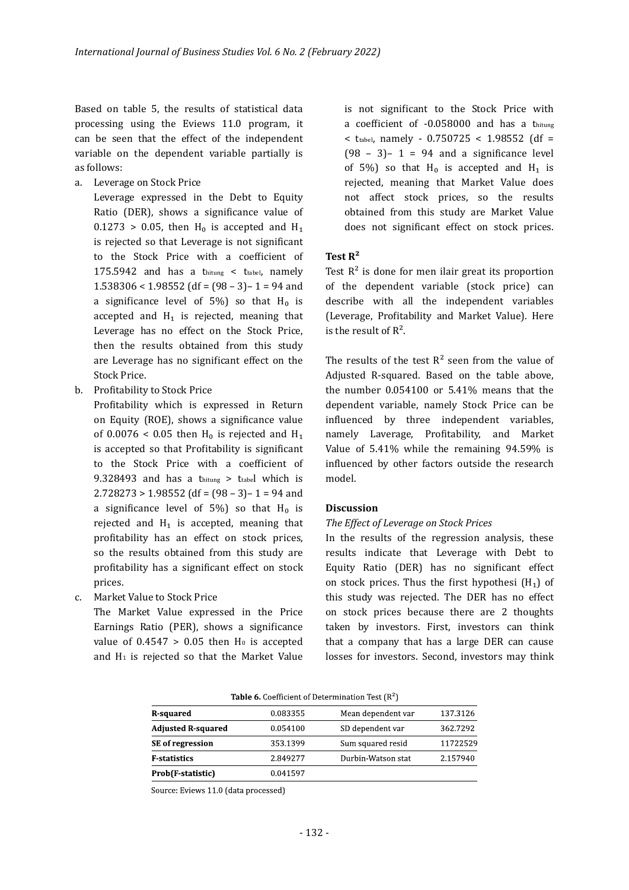Based on table 5, the results of statistical data processing using the Eviews 11.0 program, it can be seen that the effect of the independent variable on the dependent variable partially is as follows:

a. Leverage on Stock Price

   Leverage expressed in the Debt to Equity Ratio (DER), shows a significance value of $0.1273 > 0.05$, then $H_0$ is accepted and $H_1$ is rejected so that Leverage is not significant to the Stock Price with a coefficient of 175.5942 and has a $t_{hitung} < t_{tabel}$, namely $1.538306 < 1.98552$ (df = (98 – 3)– 1 = 94 and a significance level of 5%) so that $H_0$ is accepted and $H_1$ is rejected, meaning that Leverage has no effect on the Stock Price, then the results obtained from this study are Leverage has no significant effect on the Stock Price.

b. Profitability to Stock Price

   Profitability which is expressed in Return on Equity (ROE), shows a significance value of $0.0076 < 0.05$ then $H_0$ is rejected and $H_1$ is accepted so that Profitability is significant to the Stock Price with a coefficient of 9.328493 and has a $t_{hitung} > t_{tabel}$ which is $2.728273 > 1.98552$ (df = (98 – 3)– 1 = 94 and a significance level of 5%) so that $H_0$ is rejected and $H_1$ is accepted, meaning that profitability has an effect on stock prices, so the results obtained from this study are profitability has a significant effect on stock prices.

c. Market Value to Stock Price

   The Market Value expressed in the Price Earnings Ratio (PER), shows a significance value of $0.4547 > 0.05$ then $H_0$ is accepted and $H_1$ is rejected so that the Market Value is not significant to the Stock Price with a coefficient of -0.058000 and has a $t_{hitung} < t_{tabel}$, namely $-0.750725 < 1.98552$ (df = (98 – 3)– 1 = 94 and a significance level of 5%) so that $H_0$ is accepted and $H_1$ is rejected, meaning that Market Value does not affect stock prices, so the results obtained from this study are Market Value does not significant effect on stock prices.

**Test $R^2$**

Test $R^2$ is done for men ilair great its proportion of the dependent variable (stock price) can describe with all the independent variables (Leverage, Profitability and Market Value). Here is the result of $R^2$.

**Table 6.** Coefficient of Determination Test ($R^2$)

| | | | |
|---|---|---|---|
| **R-squared** | 0.083355 | Mean dependent var | 137.3126 |
| **Adjusted R-squared** | 0.054100 | SD dependent var | 362.7292 |
| **SE of regression** | 353.1399 | Sum squared resid | 11722529 |
| **F-statistics** | 2.849277 | Durbin-Watson stat | 2.157940 |
| **Prob(F-statistic)** | 0.041597 | | |

Source: Eviews 11.0 (data processed)

The results of the test $R^2$ seen from the value of Adjusted R-squared. Based on the table above, the number 0.054100 or 5.41% means that the dependent variable, namely Stock Price can be influenced by three independent variables, namely Laverage, Profitability, and Market Value of 5.41% while the remaining 94.59% is influenced by other factors outside the research model.

**Discussion**

*The Effect of Leverage on Stock Prices*

In the results of the regression analysis, these results indicate that Leverage with Debt to Equity Ratio (DER) has no significant effect on stock prices. Thus the first hypothesi ($H_1$) of this study was rejected. The DER has no effect on stock prices because there are 2 thoughts taken by investors. First, investors can think that a company that has a large DER can cause losses for investors. Second, investors may think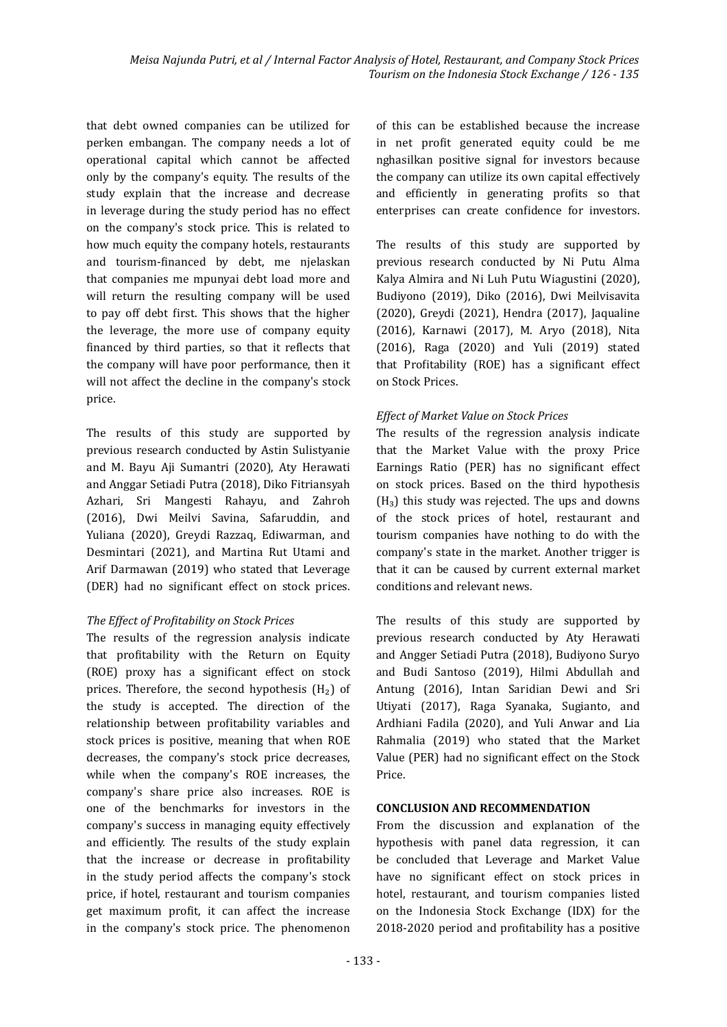that debt owned companies can be utilized for perken embangan. The company needs a lot of operational capital which cannot be affected only by the company's equity. The results of the study explain that the increase and decrease in leverage during the study period has no effect on the company's stock price. This is related to how much equity the company hotels, restaurants and tourism-financed by debt, me njelaskan that companies me mpunyai debt load more and will return the resulting company will be used to pay off debt first. This shows that the higher the leverage, the more use of company equity financed by third parties, so that it reflects that the company will have poor performance, then it will not affect the decline in the company's stock price.

The results of this study are supported by previous research conducted by Astin Sulistyanie and M. Bayu Aji Sumantri (2020), Aty Herawati and Anggar Setiadi Putra (2018), Diko Fitriansyah Azhari, Sri Mangesti Rahayu, and Zahroh (2016), Dwi Meilvi Savina, Safaruddin, and Yuliana (2020), Greydi Razzaq, Ediwarman, and Desmintari (2021), and Martina Rut Utami and Arif Darmawan (2019) who stated that Leverage (DER) had no significant effect on stock prices.

*The Effect of Profitability on Stock Prices*

The results of the regression analysis indicate that profitability with the Return on Equity (ROE) proxy has a significant effect on stock prices. Therefore, the second hypothesis ($H_2$) of the study is accepted. The direction of the relationship between profitability variables and stock prices is positive, meaning that when ROE decreases, the company's stock price decreases, while when the company's ROE increases, the company's share price also increases. ROE is one of the benchmarks for investors in the company's success in managing equity effectively and efficiently. The results of the study explain that the increase or decrease in profitability in the study period affects the company's stock price, if hotel, restaurant and tourism companies get maximum profit, it can affect the increase in the company's stock price. The phenomenon of this can be established because the increase in net profit generated equity could be me nghasilkan positive signal for investors because the company can utilize its own capital effectively and efficiently in generating profits so that enterprises can create confidence for investors.

The results of this study are supported by previous research conducted by Ni Putu Alma Kalya Almira and Ni Luh Putu Wiagustini (2020), Budiyono (2019), Diko (2016), Dwi Meilvisavita (2020), Greydi (2021), Hendra (2017), Jaqualine (2016), Karnawi (2017), M. Aryo (2018), Nita (2016), Raga (2020) and Yuli (2019) stated that Profitability (ROE) has a significant effect on Stock Prices.

*Effect of Market Value on Stock Prices*

The results of the regression analysis indicate that the Market Value with the proxy Price Earnings Ratio (PER) has no significant effect on stock prices. Based on the third hypothesis ($H_3$) this study was rejected. The ups and downs of the stock prices of hotel, restaurant and tourism companies have nothing to do with the company's state in the market. Another trigger is that it can be caused by current external market conditions and relevant news.

The results of this study are supported by previous research conducted by Aty Herawati and Angger Setiadi Putra (2018), Budiyono Suryo and Budi Santoso (2019), Hilmi Abdullah and Antung (2016), Intan Saridian Dewi and Sri Utiyati (2017), Raga Syanaka, Sugianto, and Ardhiani Fadila (2020), and Yuli Anwar and Lia Rahmalia (2019) who stated that the Market Value (PER) had no significant effect on the Stock Price.

**CONCLUSION AND RECOMMENDATION**

From the discussion and explanation of the hypothesis with panel data regression, it can be concluded that Leverage and Market Value have no significant effect on stock prices in hotel, restaurant, and tourism companies listed on the Indonesia Stock Exchange (IDX) for the 2018-2020 period and profitability has a positive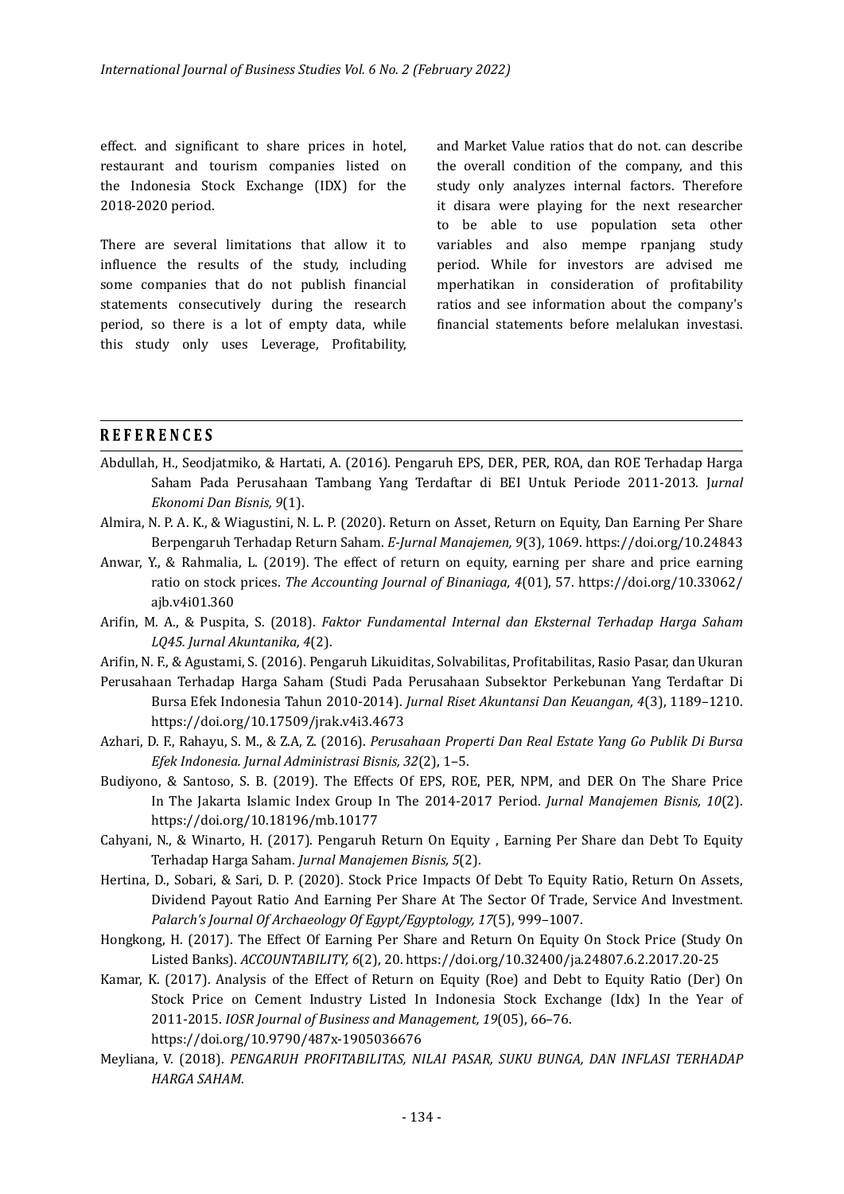effect. and significant to share prices in hotel, restaurant and tourism companies listed on the Indonesia Stock Exchange (IDX) for the 2018-2020 period.

There are several limitations that allow it to influence the results of the study, including some companies that do not publish financial statements consecutively during the research period, so there is a lot of empty data, while this study only uses Leverage, Profitability, and Market Value ratios that do not. can describe the overall condition of the company, and this study only analyzes internal factors. Therefore it disara were playing for the next researcher to be able to use population seta other variables and also mempe rpanjang study period. While for investors are advised me mperhatikan in consideration of profitability ratios and see information about the company's financial statements before melalukan investasi.

## REFERENCES

Abdullah, H., Seodjatmiko, & Hartati, A. (2016). Pengaruh EPS, DER, PER, ROA, dan ROE Terhadap Harga Saham Pada Perusahaan Tambang Yang Terdaftar di BEI Untuk Periode 2011-2013. *Jurnal Ekonomi Dan Bisnis, 9*(1).

Almira, N. P. A. K., & Wiagustini, N. L. P. (2020). Return on Asset, Return on Equity, Dan Earning Per Share Berpengaruh Terhadap Return Saham. *E-Jurnal Manajemen, 9*(3), 1069. https://doi.org/10.24843

Anwar, Y., & Rahmalia, L. (2019). The effect of return on equity, earning per share and price earning ratio on stock prices. *The Accounting Journal of Binaniaga, 4*(01), 57. https://doi.org/10.33062/ajb.v4i01.360

Arifin, M. A., & Puspita, S. (2018). *Faktor Fundamental Internal dan Eksternal Terhadap Harga Saham LQ45. Jurnal Akuntanika, 4*(2).

Arifin, N. F., & Agustami, S. (2016). Pengaruh Likuiditas, Solvabilitas, Profitabilitas, Rasio Pasar, dan Ukuran Perusahaan Terhadap Harga Saham (Studi Pada Perusahaan Subsektor Perkebunan Yang Terdaftar Di Bursa Efek Indonesia Tahun 2010-2014). *Jurnal Riset Akuntansi Dan Keuangan, 4*(3), 1189–1210. https://doi.org/10.17509/jrak.v4i3.4673

Azhari, D. F., Rahayu, S. M., & Z.A, Z. (2016). *Perusahaan Properti Dan Real Estate Yang Go Publik Di Bursa Efek Indonesia. Jurnal Administrasi Bisnis, 32*(2), 1–5.

Budiyono, & Santoso, S. B. (2019). The Effects Of EPS, ROE, PER, NPM, and DER On The Share Price In The Jakarta Islamic Index Group In The 2014-2017 Period. *Jurnal Manajemen Bisnis, 10*(2). https://doi.org/10.18196/mb.10177

Cahyani, N., & Winarto, H. (2017). Pengaruh Return On Equity , Earning Per Share dan Debt To Equity Terhadap Harga Saham. *Jurnal Manajemen Bisnis, 5*(2).

Hertina, D., Sobari, & Sari, D. P. (2020). Stock Price Impacts Of Debt To Equity Ratio, Return On Assets, Dividend Payout Ratio And Earning Per Share At The Sector Of Trade, Service And Investment. *Palarch's Journal Of Archaeology Of Egypt/Egyptology, 17*(5), 999–1007.

Hongkong, H. (2017). The Effect Of Earning Per Share and Return On Equity On Stock Price (Study On Listed Banks). *ACCOUNTABILITY, 6*(2), 20. https://doi.org/10.32400/ja.24807.6.2.2017.20-25

Kamar, K. (2017). Analysis of the Effect of Return on Equity (Roe) and Debt to Equity Ratio (Der) On Stock Price on Cement Industry Listed In Indonesia Stock Exchange (Idx) In the Year of 2011-2015. *IOSR Journal of Business and Management, 19*(05), 66–76. https://doi.org/10.9790/487x-1905036676

Meyliana, V. (2018). *PENGARUH PROFITABILITAS, NILAI PASAR, SUKU BUNGA, DAN INFLASI TERHADAP HARGA SAHAM*.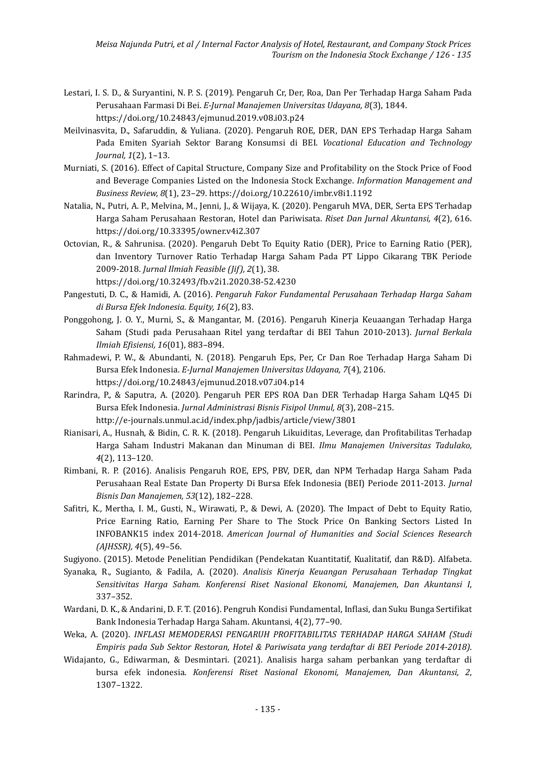Lestari, I. S. D., & Suryantini, N. P. S. (2019). Pengaruh Cr, Der, Roa, Dan Per Terhadap Harga Saham Pada Perusahaan Farmasi Di Bei. *E-Jurnal Manajemen Universitas Udayana, 8*(3), 1844. https://doi.org/10.24843/ejmunud.2019.v08.i03.p24

Meilvinasvita, D., Safaruddin, & Yuliana. (2020). Pengaruh ROE, DER, DAN EPS Terhadap Harga Saham Pada Emiten Syariah Sektor Barang Konsumsi di BEI. *Vocational Education and Technology Journal, 1*(2), 1–13.

Murniati, S. (2016). Effect of Capital Structure, Company Size and Profitability on the Stock Price of Food and Beverage Companies Listed on the Indonesia Stock Exchange. *Information Management and Business Review, 8*(1), 23–29. https://doi.org/10.22610/imbr.v8i1.1192

Natalia, N., Putri, A. P., Melvina, M., Jenni, J., & Wijaya, K. (2020). Pengaruh MVA, DER, Serta EPS Terhadap Harga Saham Perusahaan Restoran, Hotel dan Pariwisata. *Riset Dan Jurnal Akuntansi, 4*(2), 616. https://doi.org/10.33395/owner.v4i2.307

Octovian, R., & Sahrunisa. (2020). Pengaruh Debt To Equity Ratio (DER), Price to Earning Ratio (PER), dan Inventory Turnover Ratio Terhadap Harga Saham Pada PT Lippo Cikarang TBK Periode 2009-2018. *Jurnal Ilmiah Feasible (Jif), 2*(1), 38. https://doi.org/10.32493/fb.v2i1.2020.38-52.4230

Pangestuti, D. C., & Hamidi, A. (2016). *Pengaruh Fakor Fundamental Perusahaan Terhadap Harga Saham di Bursa Efek Indonesia. Equity, 16*(2), 83.

Ponggohong, J. O. Y., Murni, S., & Mangantar, M. (2016). Pengaruh Kinerja Keuaangan Terhadap Harga Saham (Studi pada Perusahaan Ritel yang terdaftar di BEI Tahun 2010-2013). *Jurnal Berkala Ilmiah Efisiensi, 16*(01), 883–894.

Rahmadewi, P. W., & Abundanti, N. (2018). Pengaruh Eps, Per, Cr Dan Roe Terhadap Harga Saham Di Bursa Efek Indonesia. *E-Jurnal Manajemen Universitas Udayana, 7*(4), 2106. https://doi.org/10.24843/ejmunud.2018.v07.i04.p14

Rarindra, P., & Saputra, A. (2020). Pengaruh PER EPS ROA Dan DER Terhadap Harga Saham LQ45 Di Bursa Efek Indonesia. *Jurnal Administrasi Bisnis Fisipol Unmul, 8*(3), 208–215. http://e-journals.unmul.ac.id/index.php/jadbis/article/view/3801

Rianisari, A., Husnah, & Bidin, C. R. K. (2018). Pengaruh Likuiditas, Leverage, dan Profitabilitas Terhadap Harga Saham Industri Makanan dan Minuman di BEI. *Ilmu Manajemen Universitas Tadulako, 4*(2), 113–120.

Rimbani, R. P. (2016). Analisis Pengaruh ROE, EPS, PBV, DER, dan NPM Terhadap Harga Saham Pada Perusahaan Real Estate Dan Property Di Bursa Efek Indonesia (BEI) Periode 2011-2013. *Jurnal Bisnis Dan Manajemen, 53*(12), 182–228.

Safitri, K., Mertha, I. M., Gusti, N., Wirawati, P., & Dewi, A. (2020). The Impact of Debt to Equity Ratio, Price Earning Ratio, Earning Per Share to The Stock Price On Banking Sectors Listed In INFOBANK15 index 2014-2018. *American Journal of Humanities and Social Sciences Research (AJHSSR), 4*(5), 49–56.

Sugiyono. (2015). Metode Penelitian Pendidikan (Pendekatan Kuantitatif, Kualitatif, dan R&D). Alfabeta.

Syanaka, R., Sugianto, & Fadila, A. (2020). *Analisis Kinerja Keuangan Perusahaan Terhadap Tingkat Sensitivitas Harga Saham. Konferensi Riset Nasional Ekonomi, Manajemen, Dan Akuntansi I*, 337–352.

Wardani, D. K., & Andarini, D. F. T. (2016). Pengruh Kondisi Fundamental, Inflasi, dan Suku Bunga Sertifikat Bank Indonesia Terhadap Harga Saham. Akuntansi, 4(2), 77–90.

Weka, A. (2020). *INFLASI MEMODERASI PENGARUH PROFITABILITAS TERHADAP HARGA SAHAM (Studi Empiris pada Sub Sektor Restoran, Hotel & Pariwisata yang terdaftar di BEI Periode 2014-2018).*

Widajanto, G., Ediwarman, & Desmintari. (2021). Analisis harga saham perbankan yang terdaftar di bursa efek indonesia. *Konferensi Riset Nasional Ekonomi, Manajemen, Dan Akuntansi, 2*, 1307–1322.